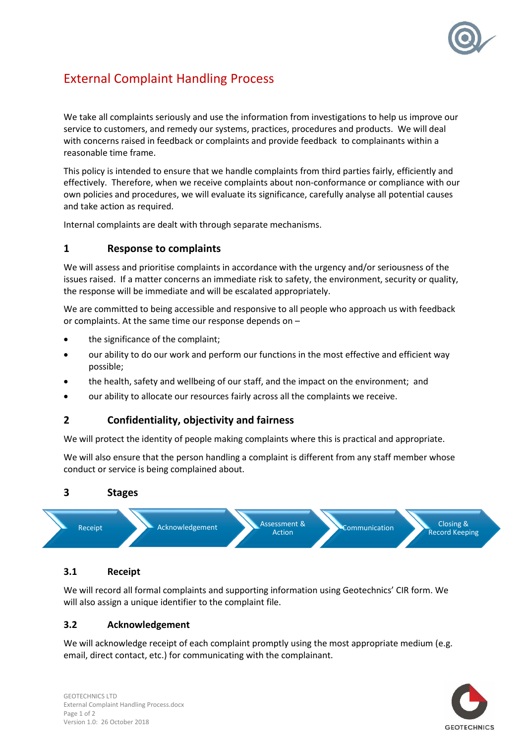# External Complaint Handling Process

We take all complaints seriously and use the information from investigations to help us improve our service to customers, and remedy our systems, practices, procedures and products. We will deal with concerns raised in feedback or complaints and provide feedback to complainants within a reasonable time frame.

This policy is intended to ensure that we handle complaints from third parties fairly, efficiently and effectively. Therefore, when we receive complaints about non-conformance or compliance with our own policies and procedures, we will evaluate its significance, carefully analyse all potential causes and take action as required.

Internal complaints are dealt with through separate mechanisms.

## 1 Response to complaints

We will assess and prioritise complaints in accordance with the urgency and/or seriousness of the issues raised. If a matter concerns an immediate risk to safety, the environment, security or quality, the response will be immediate and will be escalated appropriately.

We are committed to being accessible and responsive to all people who approach us with feedback or complaints. At the same time our response depends on –

- the significance of the complaint;
- our ability to do our work and perform our functions in the most effective and efficient way possible;
- the health, safety and wellbeing of our staff, and the impact on the environment; and
- our ability to allocate our resources fairly across all the complaints we receive.

## 2 Confidentiality, objectivity and fairness

We will protect the identity of people making complaints where this is practical and appropriate.

We will also ensure that the person handling a complaint is different from any staff member whose conduct or service is being complained about.

## 3 Stages

Receipt → Acknowledgement → Assessment & Action → Communication → Closing & Record Keeping

### 3.1 Receipt

We will record all formal complaints and supporting information using Geotechnics' CIR form. We will also assign a unique identifier to the complaint file.

### 3.2 Acknowledgement

We will acknowledge receipt of each complaint promptly using the most appropriate medium (e.g. email, direct contact, etc.) for communicating with the complainant.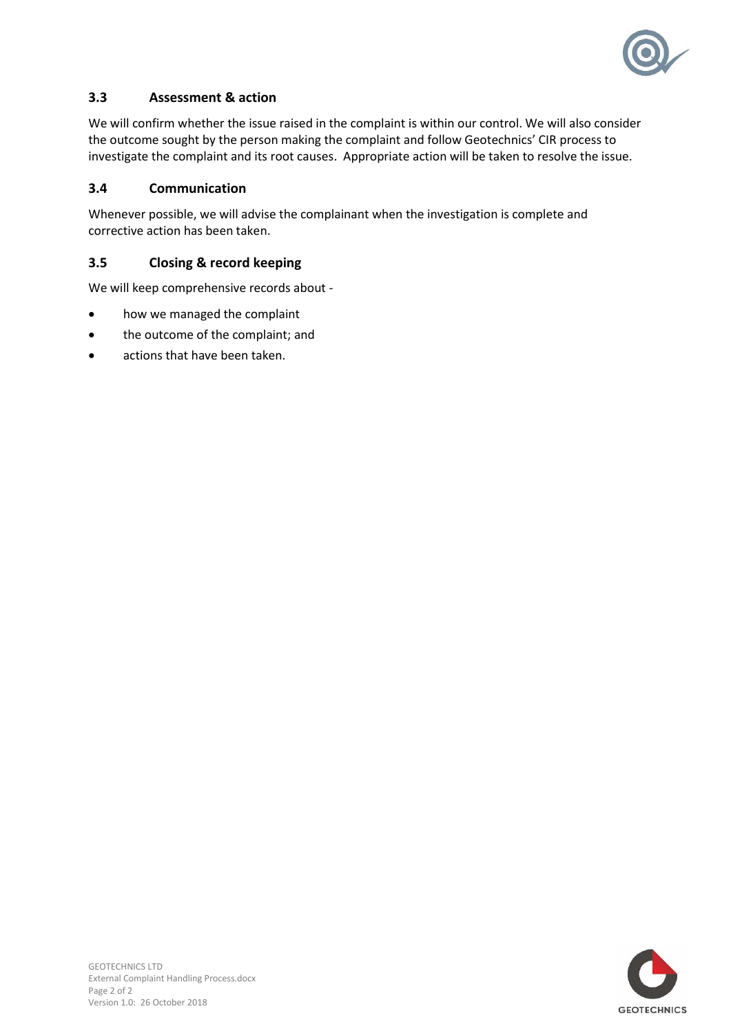### 3.3 Assessment & action

We will confirm whether the issue raised in the complaint is within our control. We will also consider the outcome sought by the person making the complaint and follow Geotechnics' CIR process to investigate the complaint and its root causes. Appropriate action will be taken to resolve the issue.

### 3.4 Communication

Whenever possible, we will advise the complainant when the investigation is complete and corrective action has been taken.

### 3.5 Closing & record keeping

We will keep comprehensive records about -

- how we managed the complaint
- the outcome of the complaint; and
- actions that have been taken.